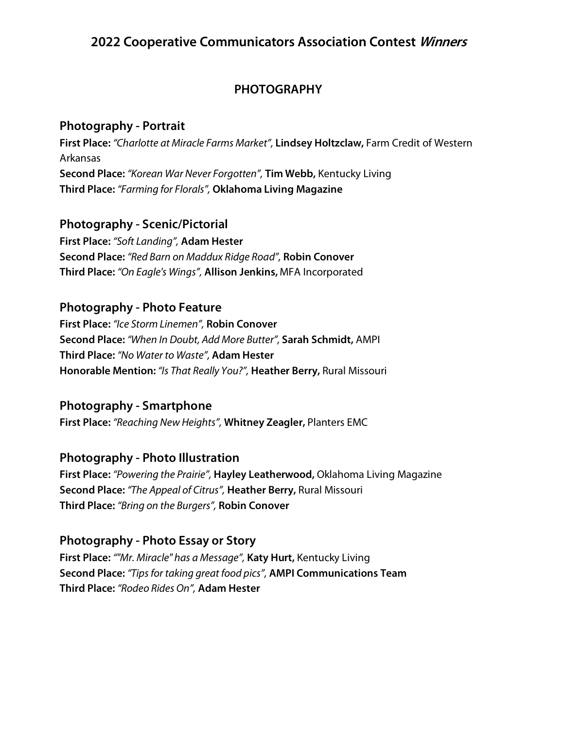# 2022 Cooperative Communicators Association Contest *Winners*

## PHOTOGRAPHY

### Photography - Portrait

**First Place:** *"Charlotte at Miracle Farms Market",* **Lindsey Holtzclaw,** Farm Credit of Western Arkansas
**Second Place:** *"Korean War Never Forgotten",* **Tim Webb,** Kentucky Living
**Third Place:** *"Farming for Florals",* **Oklahoma Living Magazine**

### Photography - Scenic/Pictorial

**First Place:** *"Soft Landing",* **Adam Hester**
**Second Place:** *"Red Barn on Maddux Ridge Road",* **Robin Conover**
**Third Place:** *"On Eagle's Wings",* **Allison Jenkins,** MFA Incorporated

### Photography - Photo Feature

**First Place:** *"Ice Storm Linemen",* **Robin Conover**
**Second Place:** *"When In Doubt, Add More Butter",* **Sarah Schmidt,** AMPI
**Third Place:** *"No Water to Waste",* **Adam Hester**
**Honorable Mention:** *"Is That Really You?",* **Heather Berry,** Rural Missouri

### Photography - Smartphone

**First Place:** *"Reaching New Heights",* **Whitney Zeagler,** Planters EMC

### Photography - Photo Illustration

**First Place:** *"Powering the Prairie",* **Hayley Leatherwood,** Oklahoma Living Magazine
**Second Place:** *"The Appeal of Citrus",* **Heather Berry,** Rural Missouri
**Third Place:** *"Bring on the Burgers",* **Robin Conover**

### Photography - Photo Essay or Story

**First Place:** *""Mr. Miracle" has a Message",* **Katy Hurt,** Kentucky Living
**Second Place:** *"Tips for taking great food pics",* **AMPI Communications Team**
**Third Place:** *"Rodeo Rides On",* **Adam Hester**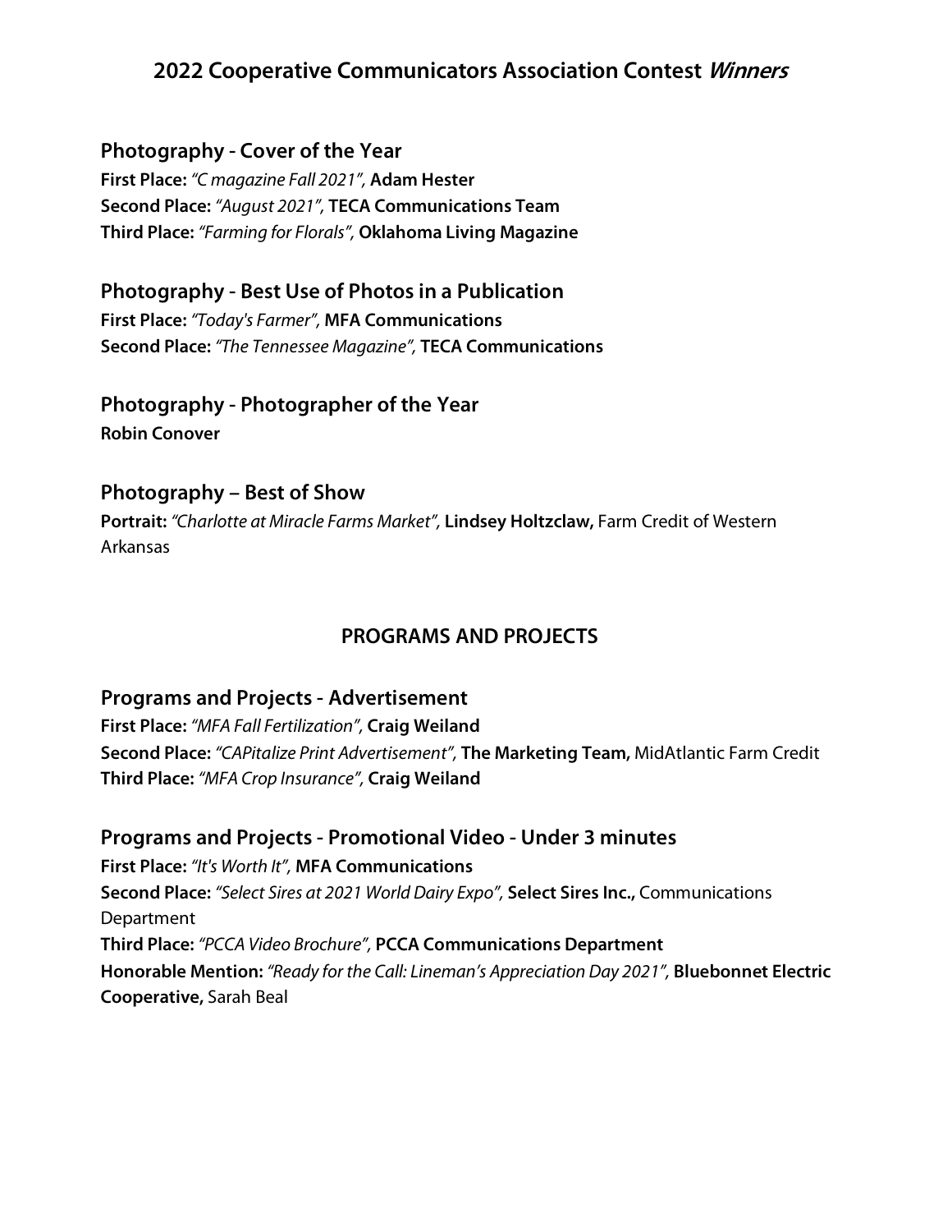# 2022 Cooperative Communicators Association Contest *Winners*

## Photography - Cover of the Year

**First Place:** *"C magazine Fall 2021",* **Adam Hester**
**Second Place:** *"August 2021",* **TECA Communications Team**
**Third Place:** *"Farming for Florals",* **Oklahoma Living Magazine**

## Photography - Best Use of Photos in a Publication

**First Place:** *"Today's Farmer",* **MFA Communications**
**Second Place:** *"The Tennessee Magazine",* **TECA Communications**

## Photography - Photographer of the Year

**Robin Conover**

## Photography – Best of Show

**Portrait:** *"Charlotte at Miracle Farms Market",* **Lindsey Holtzclaw,** Farm Credit of Western Arkansas

## PROGRAMS AND PROJECTS

## Programs and Projects - Advertisement

**First Place:** *"MFA Fall Fertilization",* **Craig Weiland**
**Second Place:** *"CAPitalize Print Advertisement",* **The Marketing Team,** MidAtlantic Farm Credit
**Third Place:** *"MFA Crop Insurance",* **Craig Weiland**

## Programs and Projects - Promotional Video - Under 3 minutes

**First Place:** *"It's Worth It",* **MFA Communications**
**Second Place:** *"Select Sires at 2021 World Dairy Expo",* **Select Sires Inc.,** Communications Department
**Third Place:** *"PCCA Video Brochure",* **PCCA Communications Department**
**Honorable Mention:** *"Ready for the Call: Lineman's Appreciation Day 2021",* **Bluebonnet Electric Cooperative,** Sarah Beal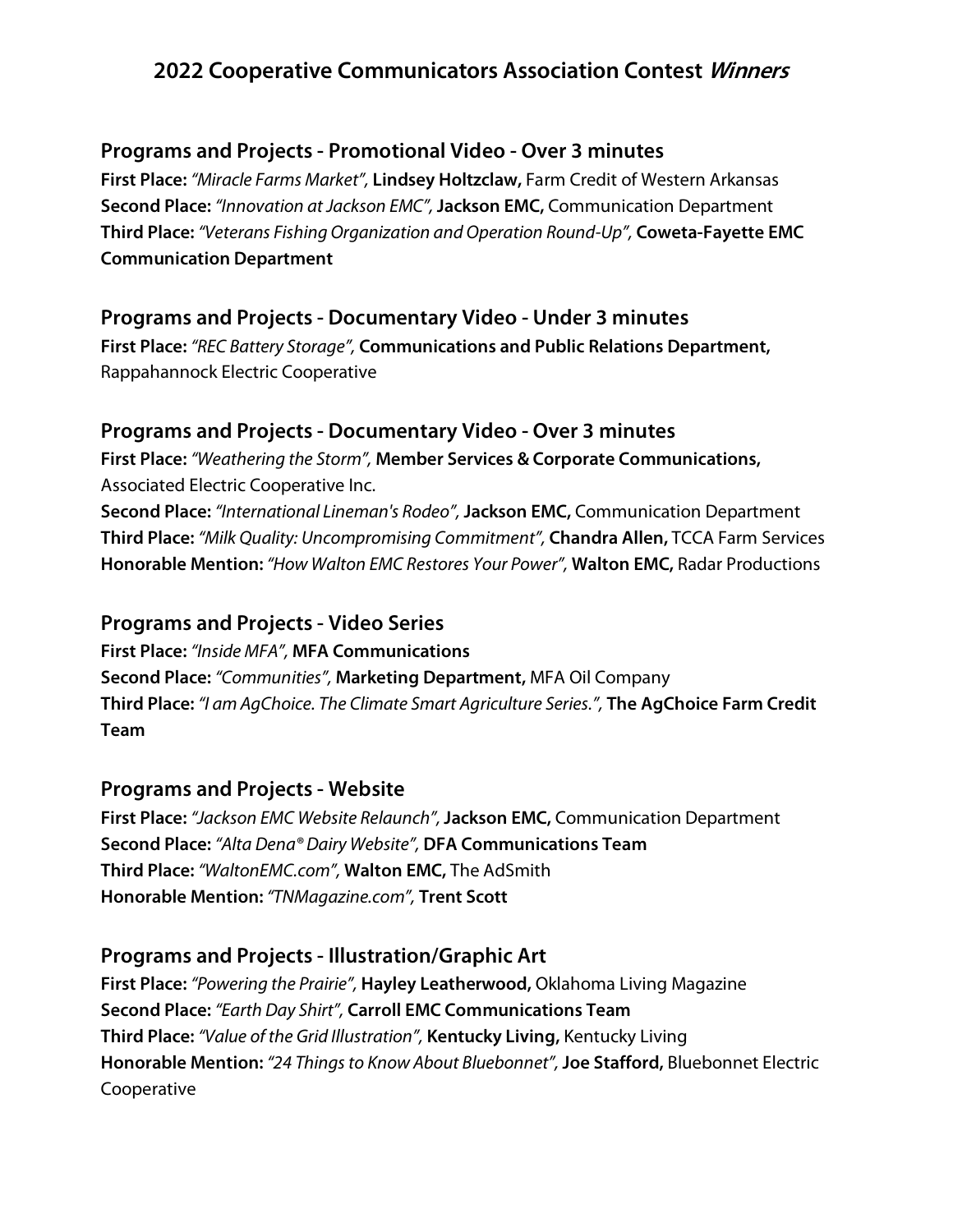## 2022 Cooperative Communicators Association Contest *Winners*

### Programs and Projects - Promotional Video - Over 3 minutes

**First Place:** *"Miracle Farms Market"*, **Lindsey Holtzclaw,** Farm Credit of Western Arkansas
**Second Place:** *"Innovation at Jackson EMC"*, **Jackson EMC,** Communication Department
**Third Place:** *"Veterans Fishing Organization and Operation Round-Up"*, **Coweta-Fayette EMC Communication Department**

### Programs and Projects - Documentary Video - Under 3 minutes

**First Place:** *"REC Battery Storage"*, **Communications and Public Relations Department,** Rappahannock Electric Cooperative

### Programs and Projects - Documentary Video - Over 3 minutes

**First Place:** *"Weathering the Storm"*, **Member Services & Corporate Communications,** Associated Electric Cooperative Inc.
**Second Place:** *"International Lineman's Rodeo"*, **Jackson EMC,** Communication Department
**Third Place:** *"Milk Quality: Uncompromising Commitment"*, **Chandra Allen,** TCCA Farm Services
**Honorable Mention:** *"How Walton EMC Restores Your Power"*, **Walton EMC,** Radar Productions

### Programs and Projects - Video Series

**First Place:** *"Inside MFA"*, **MFA Communications**
**Second Place:** *"Communities"*, **Marketing Department,** MFA Oil Company
**Third Place:** *"I am AgChoice. The Climate Smart Agriculture Series."*, **The AgChoice Farm Credit Team**

### Programs and Projects - Website

**First Place:** *"Jackson EMC Website Relaunch"*, **Jackson EMC,** Communication Department
**Second Place:** *"Alta Dena® Dairy Website"*, **DFA Communications Team**
**Third Place:** *"WaltonEMC.com"*, **Walton EMC,** The AdSmith
**Honorable Mention:** *"TNMagazine.com"*, **Trent Scott**

### Programs and Projects - Illustration/Graphic Art

**First Place:** *"Powering the Prairie"*, **Hayley Leatherwood,** Oklahoma Living Magazine
**Second Place:** *"Earth Day Shirt"*, **Carroll EMC Communications Team**
**Third Place:** *"Value of the Grid Illustration"*, **Kentucky Living,** Kentucky Living
**Honorable Mention:** *"24 Things to Know About Bluebonnet"*, **Joe Stafford,** Bluebonnet Electric Cooperative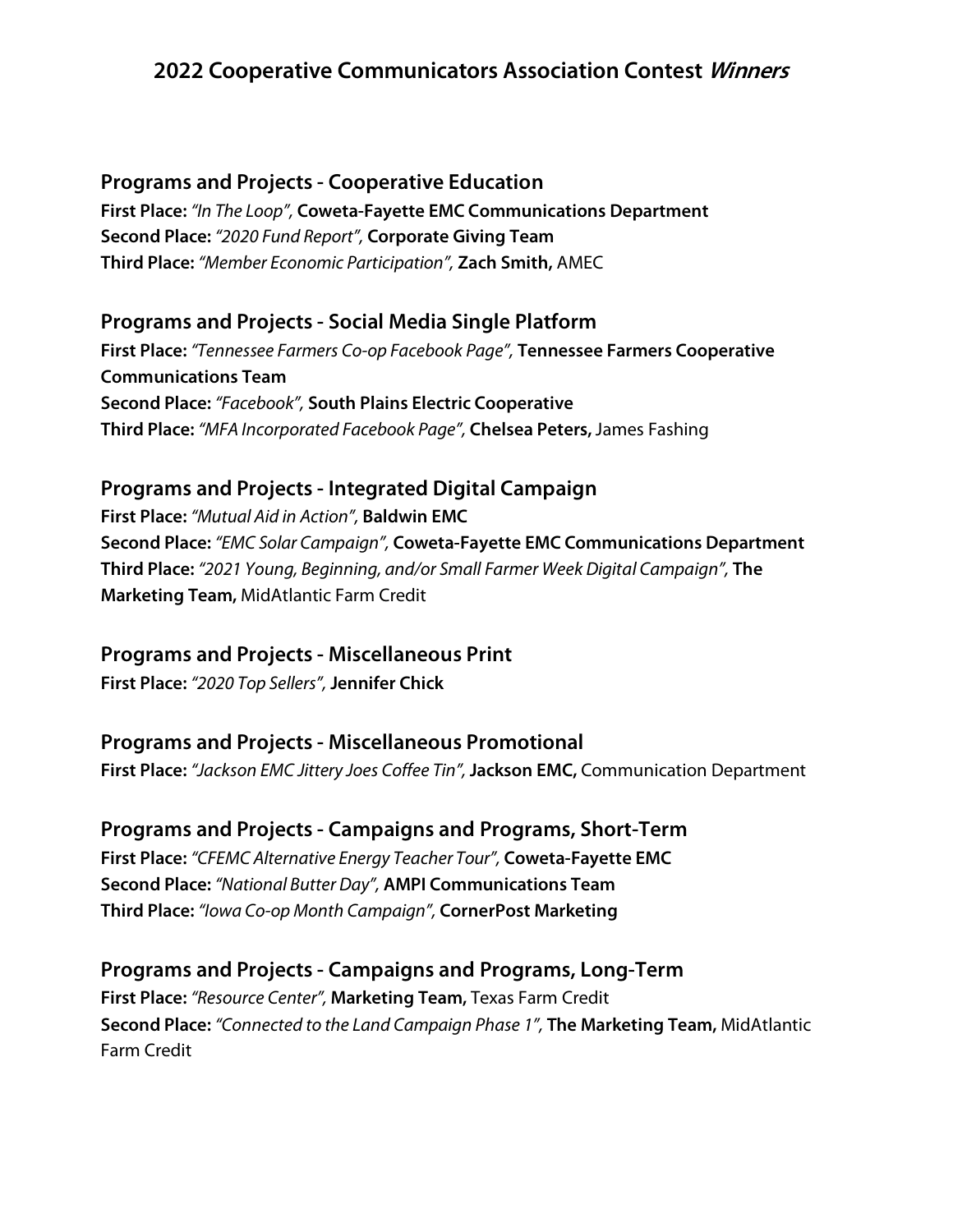# 2022 Cooperative Communicators Association Contest *Winners*

## Programs and Projects - Cooperative Education

**First Place:** *"In The Loop"*, **Coweta-Fayette EMC Communications Department**
**Second Place:** *"2020 Fund Report"*, **Corporate Giving Team**
**Third Place:** *"Member Economic Participation"*, **Zach Smith,** AMEC

## Programs and Projects - Social Media Single Platform

**First Place:** *"Tennessee Farmers Co-op Facebook Page"*, **Tennessee Farmers Cooperative Communications Team**
**Second Place:** *"Facebook"*, **South Plains Electric Cooperative**
**Third Place:** *"MFA Incorporated Facebook Page"*, **Chelsea Peters,** James Fashing

## Programs and Projects - Integrated Digital Campaign

**First Place:** *"Mutual Aid in Action"*, **Baldwin EMC**
**Second Place:** *"EMC Solar Campaign"*, **Coweta-Fayette EMC Communications Department**
**Third Place:** *"2021 Young, Beginning, and/or Small Farmer Week Digital Campaign"*, **The Marketing Team,** MidAtlantic Farm Credit

## Programs and Projects - Miscellaneous Print

**First Place:** *"2020 Top Sellers"*, **Jennifer Chick**

## Programs and Projects - Miscellaneous Promotional

**First Place:** *"Jackson EMC Jittery Joes Coffee Tin"*, **Jackson EMC,** Communication Department

## Programs and Projects - Campaigns and Programs, Short-Term

**First Place:** *"CFEMC Alternative Energy Teacher Tour"*, **Coweta-Fayette EMC**
**Second Place:** *"National Butter Day"*, **AMPI Communications Team**
**Third Place:** *"Iowa Co-op Month Campaign"*, **CornerPost Marketing**

## Programs and Projects - Campaigns and Programs, Long-Term

**First Place:** *"Resource Center"*, **Marketing Team,** Texas Farm Credit
**Second Place:** *"Connected to the Land Campaign Phase 1"*, **The Marketing Team,** MidAtlantic Farm Credit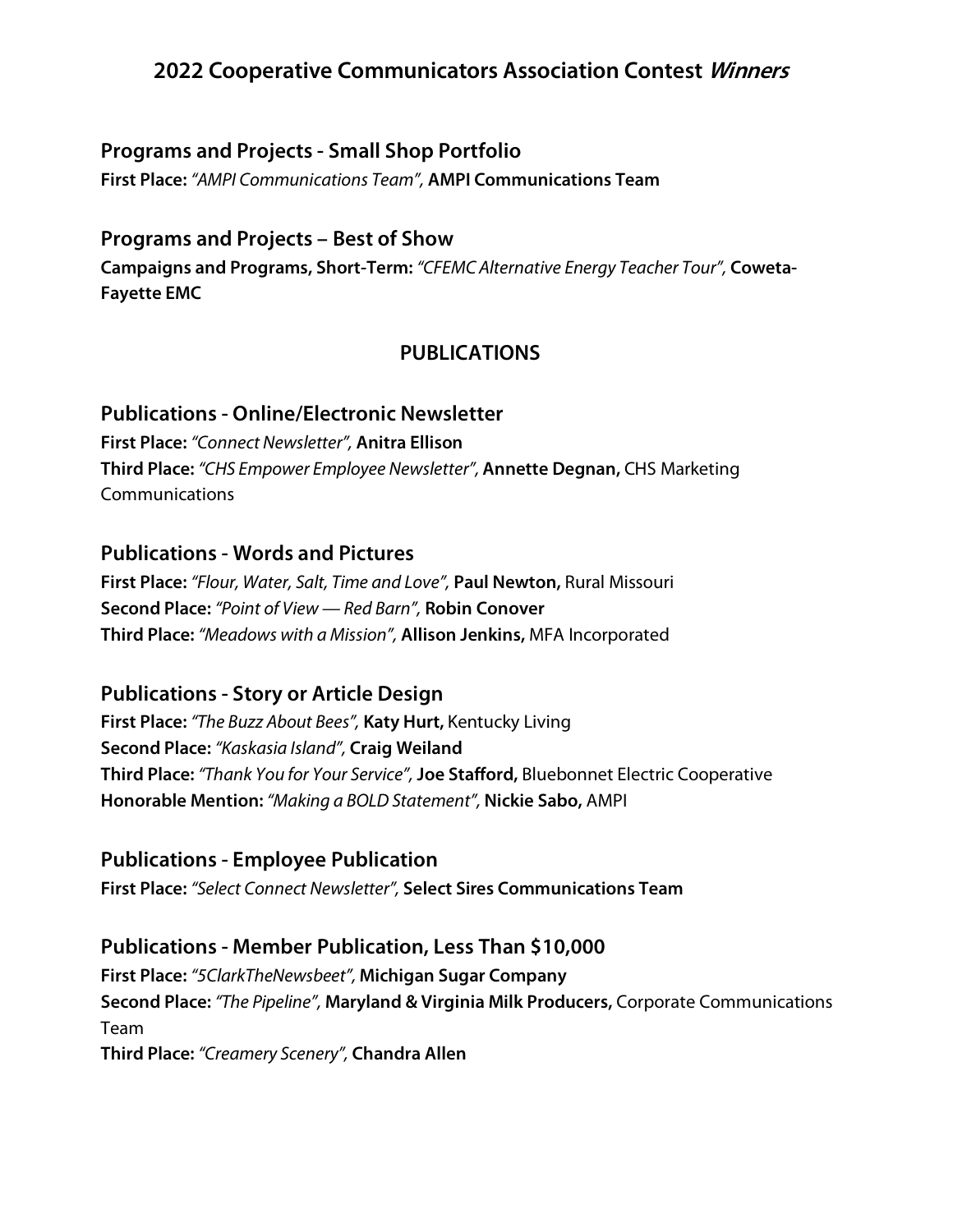## 2022 Cooperative Communicators Association Contest *Winners*

### Programs and Projects - Small Shop Portfolio

**First Place:** *"AMPI Communications Team"*, **AMPI Communications Team**

### Programs and Projects – Best of Show

**Campaigns and Programs, Short-Term:** *"CFEMC Alternative Energy Teacher Tour"*, **Coweta-Fayette EMC**

## PUBLICATIONS

### Publications - Online/Electronic Newsletter

**First Place:** *"Connect Newsletter"*, **Anitra Ellison**
**Third Place:** *"CHS Empower Employee Newsletter"*, **Annette Degnan,** CHS Marketing Communications

### Publications - Words and Pictures

**First Place:** *"Flour, Water, Salt, Time and Love"*, **Paul Newton,** Rural Missouri
**Second Place:** *"Point of View — Red Barn"*, **Robin Conover**
**Third Place:** *"Meadows with a Mission"*, **Allison Jenkins,** MFA Incorporated

### Publications - Story or Article Design

**First Place:** *"The Buzz About Bees"*, **Katy Hurt,** Kentucky Living
**Second Place:** *"Kaskasia Island"*, **Craig Weiland**
**Third Place:** *"Thank You for Your Service"*, **Joe Stafford,** Bluebonnet Electric Cooperative
**Honorable Mention:** *"Making a BOLD Statement"*, **Nickie Sabo,** AMPI

### Publications - Employee Publication

**First Place:** *"Select Connect Newsletter"*, **Select Sires Communications Team**

### Publications - Member Publication, Less Than $10,000

**First Place:** *"5ClarkTheNewsbeet"*, **Michigan Sugar Company**
**Second Place:** *"The Pipeline"*, **Maryland & Virginia Milk Producers,** Corporate Communications Team
**Third Place:** *"Creamery Scenery"*, **Chandra Allen**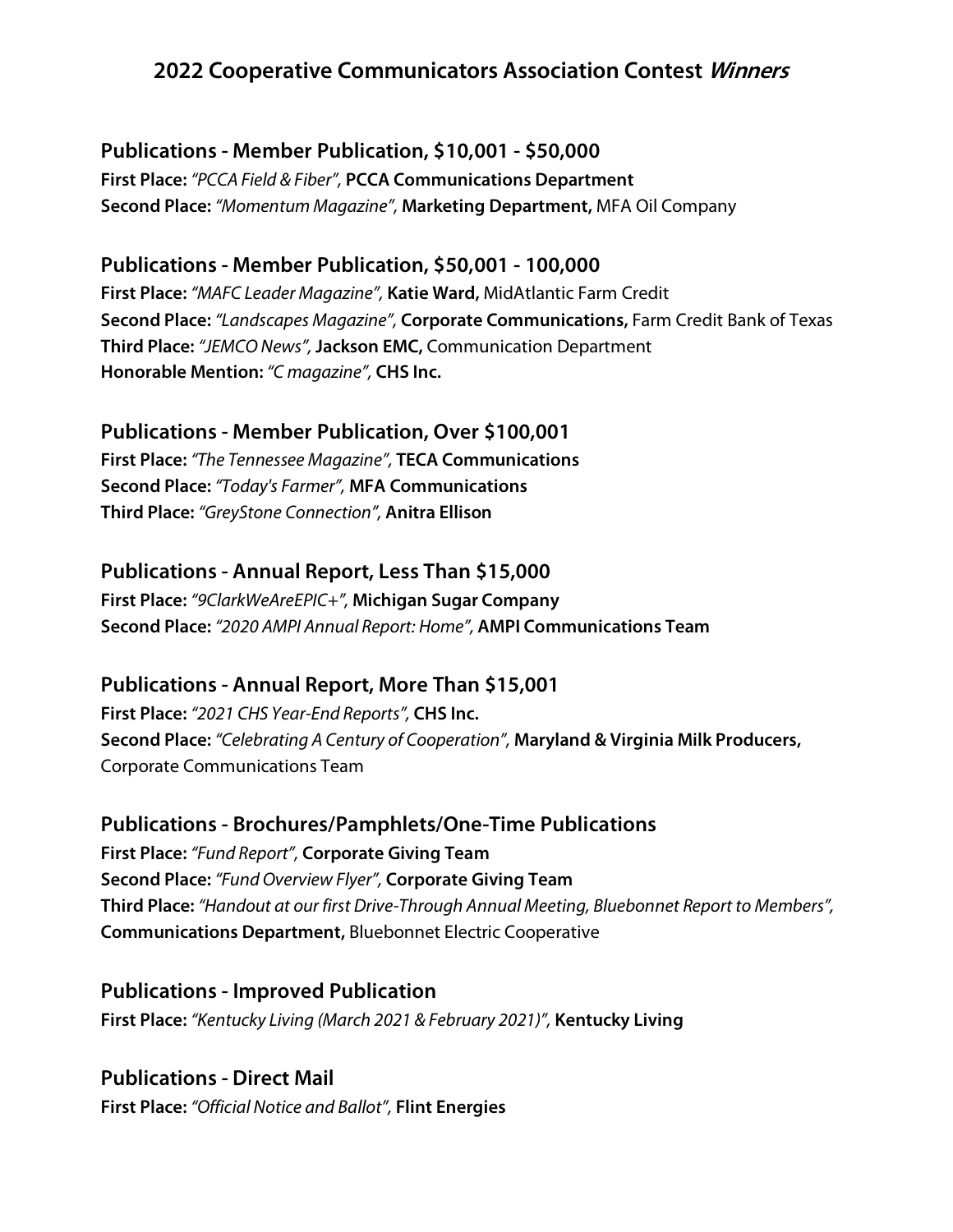# 2022 Cooperative Communicators Association Contest *Winners*

## Publications - Member Publication, $10,001 - $50,000

**First Place:** *"PCCA Field & Fiber",* **PCCA Communications Department**
**Second Place:** *"Momentum Magazine",* **Marketing Department,** MFA Oil Company

## Publications - Member Publication, $50,001 - 100,000

**First Place:** *"MAFC Leader Magazine",* **Katie Ward,** MidAtlantic Farm Credit
**Second Place:** *"Landscapes Magazine",* **Corporate Communications,** Farm Credit Bank of Texas
**Third Place:** *"JEMCO News",* **Jackson EMC,** Communication Department
**Honorable Mention:** *"C magazine",* **CHS Inc.**

## Publications - Member Publication, Over $100,001

**First Place:** *"The Tennessee Magazine",* **TECA Communications**
**Second Place:** *"Today's Farmer",* **MFA Communications**
**Third Place:** *"GreyStone Connection",* **Anitra Ellison**

## Publications - Annual Report, Less Than $15,000

**First Place:** *"9ClarkWeAreEPIC+",* **Michigan Sugar Company**
**Second Place:** *"2020 AMPI Annual Report: Home",* **AMPI Communications Team**

## Publications - Annual Report, More Than $15,001

**First Place:** *"2021 CHS Year-End Reports",* **CHS Inc.**
**Second Place:** *"Celebrating A Century of Cooperation",* **Maryland & Virginia Milk Producers,** Corporate Communications Team

## Publications - Brochures/Pamphlets/One-Time Publications

**First Place:** *"Fund Report",* **Corporate Giving Team**
**Second Place:** *"Fund Overview Flyer",* **Corporate Giving Team**
**Third Place:** *"Handout at our first Drive-Through Annual Meeting, Bluebonnet Report to Members",* **Communications Department,** Bluebonnet Electric Cooperative

## Publications - Improved Publication

**First Place:** *"Kentucky Living (March 2021 & February 2021)",* **Kentucky Living**

## Publications - Direct Mail

**First Place:** *"Official Notice and Ballot",* **Flint Energies**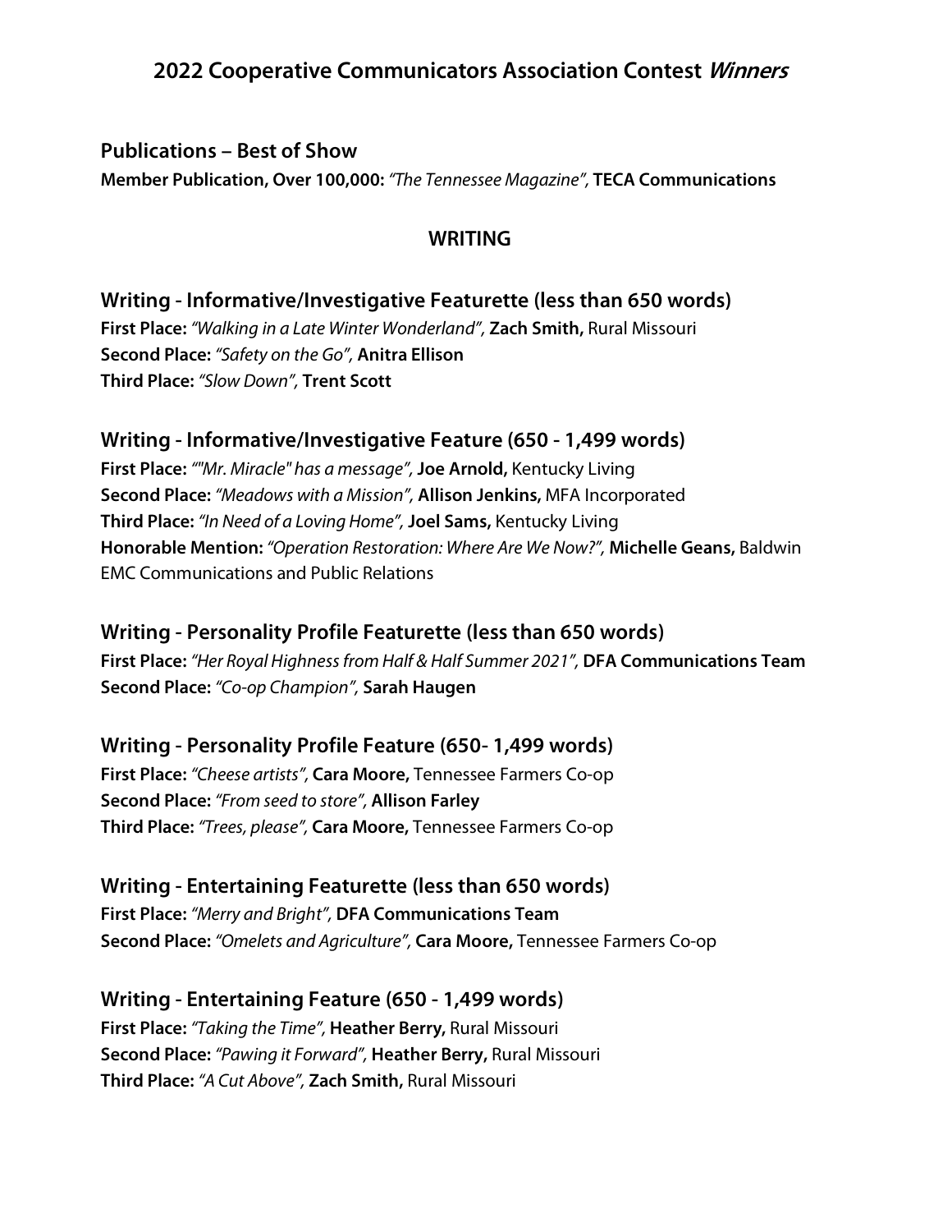# 2022 Cooperative Communicators Association Contest *Winners*

## Publications – Best of Show

**Member Publication, Over 100,000:** *"The Tennessee Magazine",* **TECA Communications**

## WRITING

### Writing - Informative/Investigative Featurette (less than 650 words)

**First Place:** *"Walking in a Late Winter Wonderland",* **Zach Smith,** Rural Missouri
**Second Place:** *"Safety on the Go",* **Anitra Ellison**
**Third Place:** *"Slow Down",* **Trent Scott**

### Writing - Informative/Investigative Feature (650 - 1,499 words)

**First Place:** *""Mr. Miracle" has a message",* **Joe Arnold,** Kentucky Living
**Second Place:** *"Meadows with a Mission",* **Allison Jenkins,** MFA Incorporated
**Third Place:** *"In Need of a Loving Home",* **Joel Sams,** Kentucky Living
**Honorable Mention:** *"Operation Restoration: Where Are We Now?",* **Michelle Geans,** Baldwin EMC Communications and Public Relations

### Writing - Personality Profile Featurette (less than 650 words)

**First Place:** *"Her Royal Highness from Half & Half Summer 2021",* **DFA Communications Team**
**Second Place:** *"Co-op Champion",* **Sarah Haugen**

### Writing - Personality Profile Feature (650- 1,499 words)

**First Place:** *"Cheese artists",* **Cara Moore,** Tennessee Farmers Co-op
**Second Place:** *"From seed to store",* **Allison Farley**
**Third Place:** *"Trees, please",* **Cara Moore,** Tennessee Farmers Co-op

### Writing - Entertaining Featurette (less than 650 words)

**First Place:** *"Merry and Bright",* **DFA Communications Team**
**Second Place:** *"Omelets and Agriculture",* **Cara Moore,** Tennessee Farmers Co-op

### Writing - Entertaining Feature (650 - 1,499 words)

**First Place:** *"Taking the Time",* **Heather Berry,** Rural Missouri
**Second Place:** *"Pawing it Forward",* **Heather Berry,** Rural Missouri
**Third Place:** *"A Cut Above",* **Zach Smith,** Rural Missouri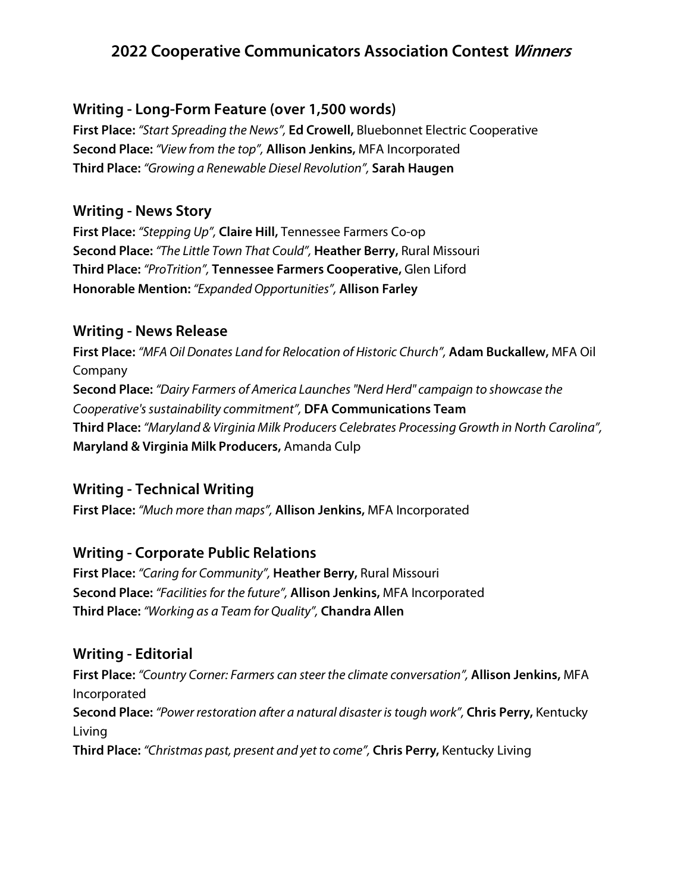# 2022 Cooperative Communicators Association Contest *Winners*

## Writing - Long-Form Feature (over 1,500 words)

**First Place:** *"Start Spreading the News",* **Ed Crowell,** Bluebonnet Electric Cooperative
**Second Place:** *"View from the top",* **Allison Jenkins,** MFA Incorporated
**Third Place:** *"Growing a Renewable Diesel Revolution",* **Sarah Haugen**

## Writing - News Story

**First Place:** *"Stepping Up",* **Claire Hill,** Tennessee Farmers Co-op
**Second Place:** *"The Little Town That Could",* **Heather Berry,** Rural Missouri
**Third Place:** *"ProTrition",* **Tennessee Farmers Cooperative,** Glen Liford
**Honorable Mention:** *"Expanded Opportunities",* **Allison Farley**

## Writing - News Release

**First Place:** *"MFA Oil Donates Land for Relocation of Historic Church",* **Adam Buckallew,** MFA Oil Company
**Second Place:** *"Dairy Farmers of America Launches "Nerd Herd" campaign to showcase the Cooperative's sustainability commitment",* **DFA Communications Team**
**Third Place:** *"Maryland & Virginia Milk Producers Celebrates Processing Growth in North Carolina",* **Maryland & Virginia Milk Producers,** Amanda Culp

## Writing - Technical Writing

**First Place:** *"Much more than maps",* **Allison Jenkins,** MFA Incorporated

## Writing - Corporate Public Relations

**First Place:** *"Caring for Community",* **Heather Berry,** Rural Missouri
**Second Place:** *"Facilities for the future",* **Allison Jenkins,** MFA Incorporated
**Third Place:** *"Working as a Team for Quality",* **Chandra Allen**

## Writing - Editorial

**First Place:** *"Country Corner: Farmers can steer the climate conversation",* **Allison Jenkins,** MFA Incorporated
**Second Place:** *"Power restoration after a natural disaster is tough work",* **Chris Perry,** Kentucky Living
**Third Place:** *"Christmas past, present and yet to come",* **Chris Perry,** Kentucky Living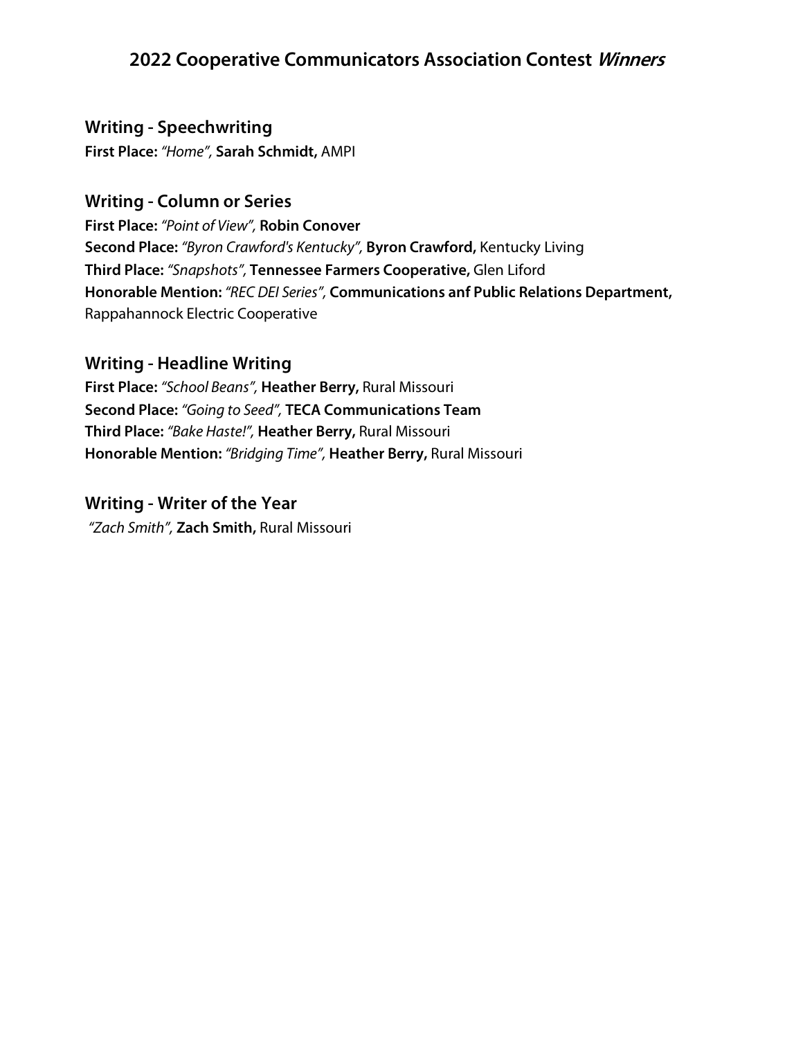## 2022 Cooperative Communicators Association Contest *Winners*

### Writing - Speechwriting

**First Place:** *"Home",* **Sarah Schmidt,** AMPI

### Writing - Column or Series

**First Place:** *"Point of View",* **Robin Conover**
**Second Place:** *"Byron Crawford's Kentucky",* **Byron Crawford,** Kentucky Living
**Third Place:** *"Snapshots",* **Tennessee Farmers Cooperative,** Glen Liford
**Honorable Mention:** *"REC DEI Series",* **Communications anf Public Relations Department,** Rappahannock Electric Cooperative

### Writing - Headline Writing

**First Place:** *"School Beans",* **Heather Berry,** Rural Missouri
**Second Place:** *"Going to Seed",* **TECA Communications Team**
**Third Place:** *"Bake Haste!",* **Heather Berry,** Rural Missouri
**Honorable Mention:** *"Bridging Time",* **Heather Berry,** Rural Missouri

### Writing - Writer of the Year

*"Zach Smith",* **Zach Smith,** Rural Missouri